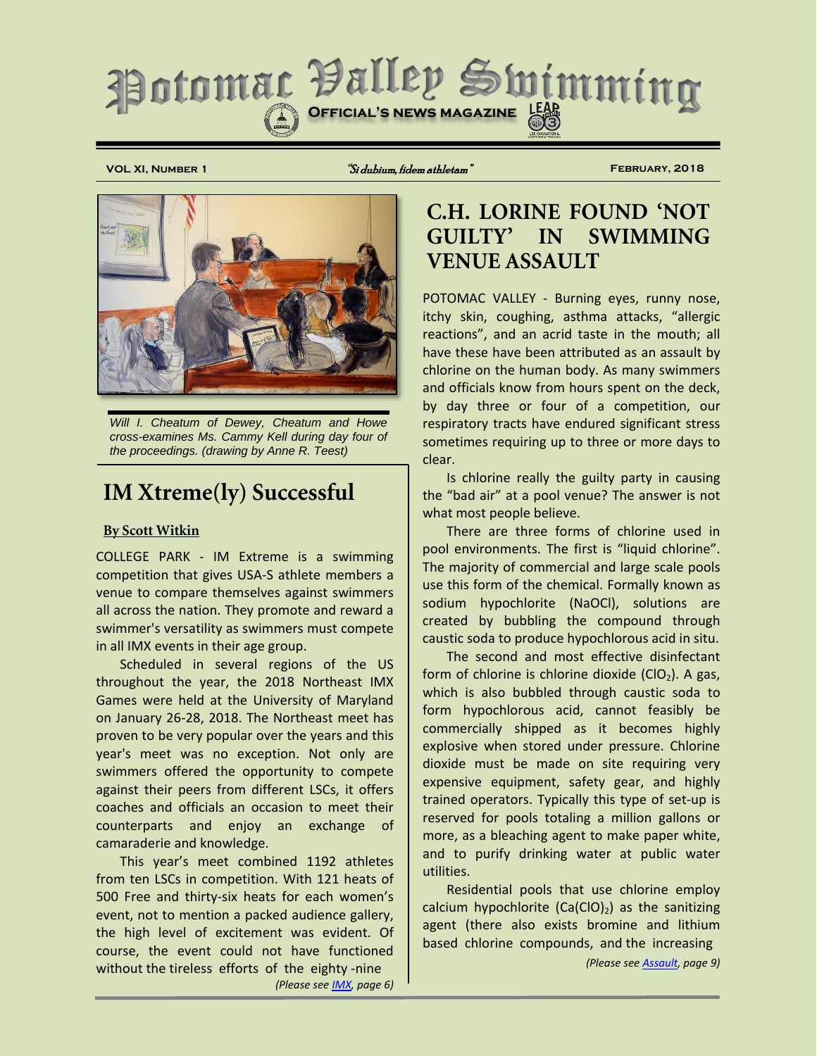# Potomac Valley Swimming

**Official's News Magazine**

**VOL XI, Number 1** | *"Si dubium, fidem athletam"* | **February, 2018**

*Will I. Cheatum of Dewey, Cheatum and Howe cross-examines Ms. Cammy Kell during day four of the proceedings. (drawing by Anne R. Teest)*

## IM Xtreme(ly) Successful

**By Scott Witkin**

COLLEGE PARK - IM Extreme is a swimming competition that gives USA-S athlete members a venue to compare themselves against swimmers all across the nation. They promote and reward a swimmer's versatility as swimmers must compete in all IMX events in their age group.

Scheduled in several regions of the US throughout the year, the 2018 Northeast IMX Games were held at the University of Maryland on January 26-28, 2018. The Northeast meet has proven to be very popular over the years and this year's meet was no exception. Not only are swimmers offered the opportunity to compete against their peers from different LSCs, it offers coaches and officials an occasion to meet their counterparts and enjoy an exchange of camaraderie and knowledge.

This year's meet combined 1192 athletes from ten LSCs in competition. With 121 heats of 500 Free and thirty-six heats for each women's event, not to mention a packed audience gallery, the high level of excitement was evident. Of course, the event could not have functioned without the tireless efforts of the eighty -nine

*(Please see IMX, page 6)*

## C.H. LORINE FOUND 'NOT GUILTY' IN SWIMMING VENUE ASSAULT

POTOMAC VALLEY - Burning eyes, runny nose, itchy skin, coughing, asthma attacks, "allergic reactions", and an acrid taste in the mouth; all have these have been attributed as an assault by chlorine on the human body. As many swimmers and officials know from hours spent on the deck, by day three or four of a competition, our respiratory tracts have endured significant stress sometimes requiring up to three or more days to clear.

Is chlorine really the guilty party in causing the "bad air" at a pool venue? The answer is not what most people believe.

There are three forms of chlorine used in pool environments. The first is "liquid chlorine". The majority of commercial and large scale pools use this form of the chemical. Formally known as sodium hypochlorite (NaOCl), solutions are created by bubbling the compound through caustic soda to produce hypochlorous acid in situ.

The second and most effective disinfectant form of chlorine is chlorine dioxide ($ClO_2$). A gas, which is also bubbled through caustic soda to form hypochlorous acid, cannot feasibly be commercially shipped as it becomes highly explosive when stored under pressure. Chlorine dioxide must be made on site requiring very expensive equipment, safety gear, and highly trained operators. Typically this type of set-up is reserved for pools totaling a million gallons or more, as a bleaching agent to make paper white, and to purify drinking water at public water utilities.

Residential pools that use chlorine employ calcium hypochlorite ($Ca(ClO)_2$) as the sanitizing agent (there also exists bromine and lithium based chlorine compounds, and the increasing

*(Please see Assault, page 9)*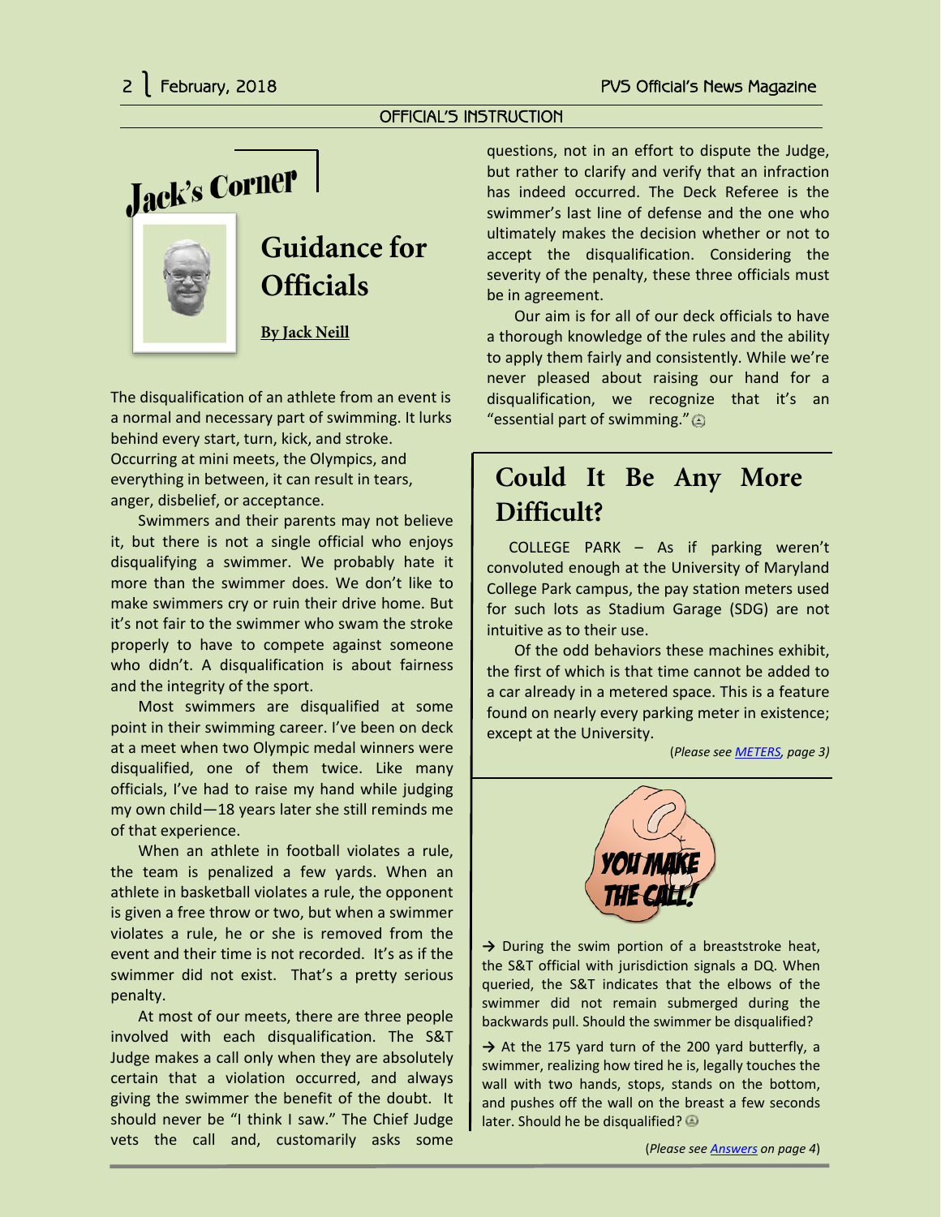## OFFICIAL'S INSTRUCTION

# Jack's Corner

## Guidance for Officials

**By Jack Neill**

The disqualification of an athlete from an event is a normal and necessary part of swimming. It lurks behind every start, turn, kick, and stroke. Occurring at mini meets, the Olympics, and everything in between, it can result in tears, anger, disbelief, or acceptance.

Swimmers and their parents may not believe it, but there is not a single official who enjoys disqualifying a swimmer. We probably hate it more than the swimmer does. We don't like to make swimmers cry or ruin their drive home. But it's not fair to the swimmer who swam the stroke properly to have to compete against someone who didn't. A disqualification is about fairness and the integrity of the sport.

Most swimmers are disqualified at some point in their swimming career. I've been on deck at a meet when two Olympic medal winners were disqualified, one of them twice. Like many officials, I've had to raise my hand while judging my own child—18 years later she still reminds me of that experience.

When an athlete in football violates a rule, the team is penalized a few yards. When an athlete in basketball violates a rule, the opponent is given a free throw or two, but when a swimmer violates a rule, he or she is removed from the event and their time is not recorded. It's as if the swimmer did not exist. That's a pretty serious penalty.

At most of our meets, there are three people involved with each disqualification. The S&T Judge makes a call only when they are absolutely certain that a violation occurred, and always giving the swimmer the benefit of the doubt. It should never be "I think I saw." The Chief Judge vets the call and, customarily asks some questions, not in an effort to dispute the Judge, but rather to clarify and verify that an infraction has indeed occurred. The Deck Referee is the swimmer's last line of defense and the one who ultimately makes the decision whether or not to accept the disqualification. Considering the severity of the penalty, these three officials must be in agreement.

Our aim is for all of our deck officials to have a thorough knowledge of the rules and the ability to apply them fairly and consistently. While we're never pleased about raising our hand for a disqualification, we recognize that it's an "essential part of swimming."

## Could It Be Any More Difficult?

COLLEGE PARK – As if parking weren't convoluted enough at the University of Maryland College Park campus, the pay station meters used for such lots as Stadium Garage (SDG) are not intuitive as to their use.

Of the odd behaviors these machines exhibit, the first of which is that time cannot be added to a car already in a metered space. This is a feature found on nearly every parking meter in existence; except at the University.

*(Please see METERS, page 3)*

## YOU MAKE THE CALL!

→ During the swim portion of a breaststroke heat, the S&T official with jurisdiction signals a DQ. When queried, the S&T indicates that the elbows of the swimmer did not remain submerged during the backwards pull. Should the swimmer be disqualified?

→ At the 175 yard turn of the 200 yard butterfly, a swimmer, realizing how tired he is, legally touches the wall with two hands, stops, stands on the bottom, and pushes off the wall on the breast a few seconds later. Should he be disqualified?

*(Please see Answers on page 4)*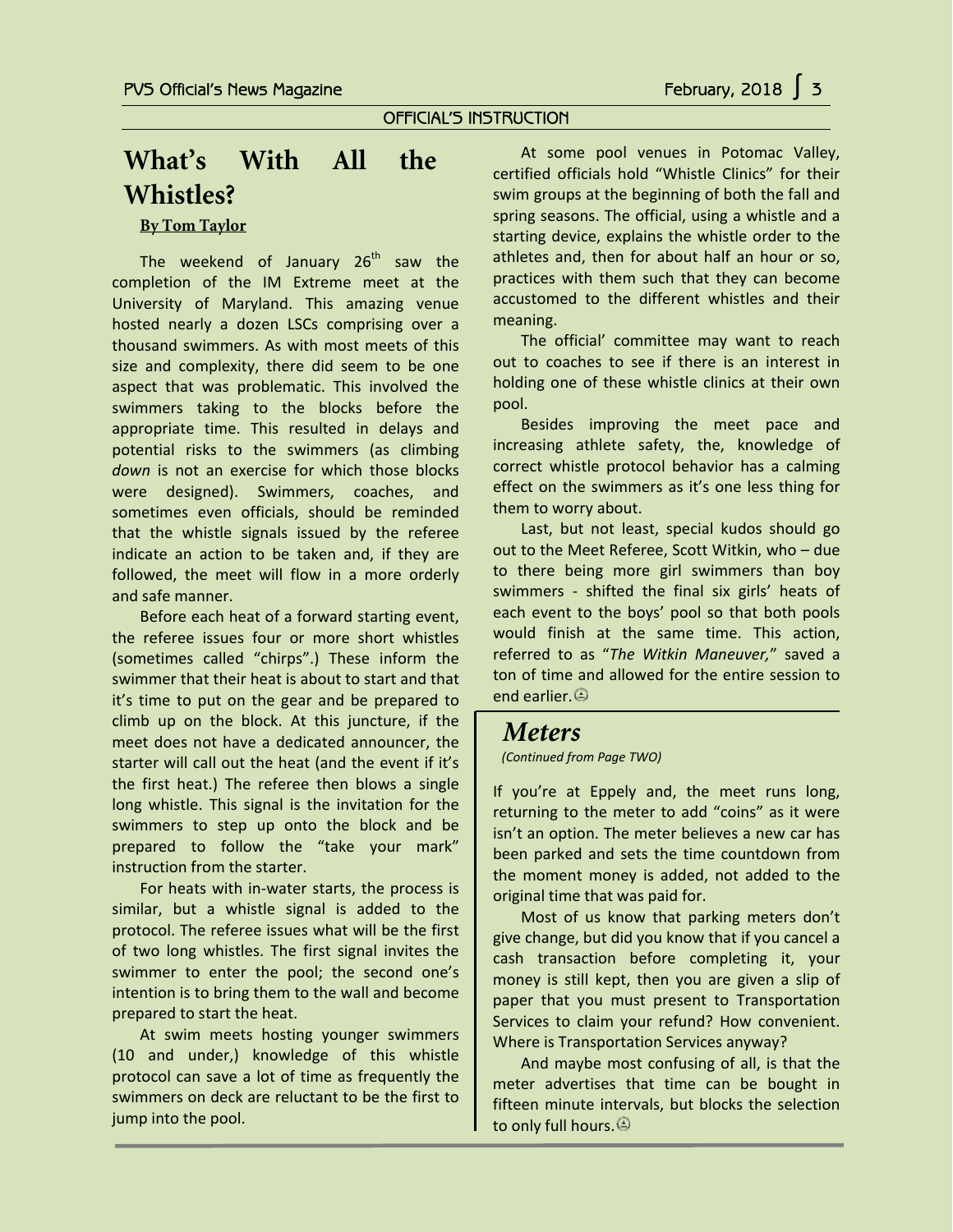OFFICIAL'S INSTRUCTION

# What's With All the Whistles?

**By Tom Taylor**

The weekend of January 26th saw the completion of the IM Extreme meet at the University of Maryland. This amazing venue hosted nearly a dozen LSCs comprising over a thousand swimmers. As with most meets of this size and complexity, there did seem to be one aspect that was problematic. This involved the swimmers taking to the blocks before the appropriate time. This resulted in delays and potential risks to the swimmers (as climbing *down* is not an exercise for which those blocks were designed). Swimmers, coaches, and sometimes even officials, should be reminded that the whistle signals issued by the referee indicate an action to be taken and, if they are followed, the meet will flow in a more orderly and safe manner.

Before each heat of a forward starting event, the referee issues four or more short whistles (sometimes called "chirps".) These inform the swimmer that their heat is about to start and that it's time to put on the gear and be prepared to climb up on the block. At this juncture, if the meet does not have a dedicated announcer, the starter will call out the heat (and the event if it's the first heat.) The referee then blows a single long whistle. This signal is the invitation for the swimmers to step up onto the block and be prepared to follow the "take your mark" instruction from the starter.

For heats with in-water starts, the process is similar, but a whistle signal is added to the protocol. The referee issues what will be the first of two long whistles. The first signal invites the swimmer to enter the pool; the second one's intention is to bring them to the wall and become prepared to start the heat.

At swim meets hosting younger swimmers (10 and under,) knowledge of this whistle protocol can save a lot of time as frequently the swimmers on deck are reluctant to be the first to jump into the pool.

At some pool venues in Potomac Valley, certified officials hold "Whistle Clinics" for their swim groups at the beginning of both the fall and spring seasons. The official, using a whistle and a starting device, explains the whistle order to the athletes and, then for about half an hour or so, practices with them such that they can become accustomed to the different whistles and their meaning.

The official' committee may want to reach out to coaches to see if there is an interest in holding one of these whistle clinics at their own pool.

Besides improving the meet pace and increasing athlete safety, the, knowledge of correct whistle protocol behavior has a calming effect on the swimmers as it's one less thing for them to worry about.

Last, but not least, special kudos should go out to the Meet Referee, Scott Witkin, who – due to there being more girl swimmers than boy swimmers - shifted the final six girls' heats of each event to the boys' pool so that both pools would finish at the same time. This action, referred to as "*The Witkin Maneuver,*" saved a ton of time and allowed for the entire session to end earlier.

## *Meters*

*(Continued from Page TWO)*

If you're at Eppely and, the meet runs long, returning to the meter to add "coins" as it were isn't an option. The meter believes a new car has been parked and sets the time countdown from the moment money is added, not added to the original time that was paid for.

Most of us know that parking meters don't give change, but did you know that if you cancel a cash transaction before completing it, your money is still kept, then you are given a slip of paper that you must present to Transportation Services to claim your refund? How convenient. Where is Transportation Services anyway?

And maybe most confusing of all, is that the meter advertises that time can be bought in fifteen minute intervals, but blocks the selection to only full hours.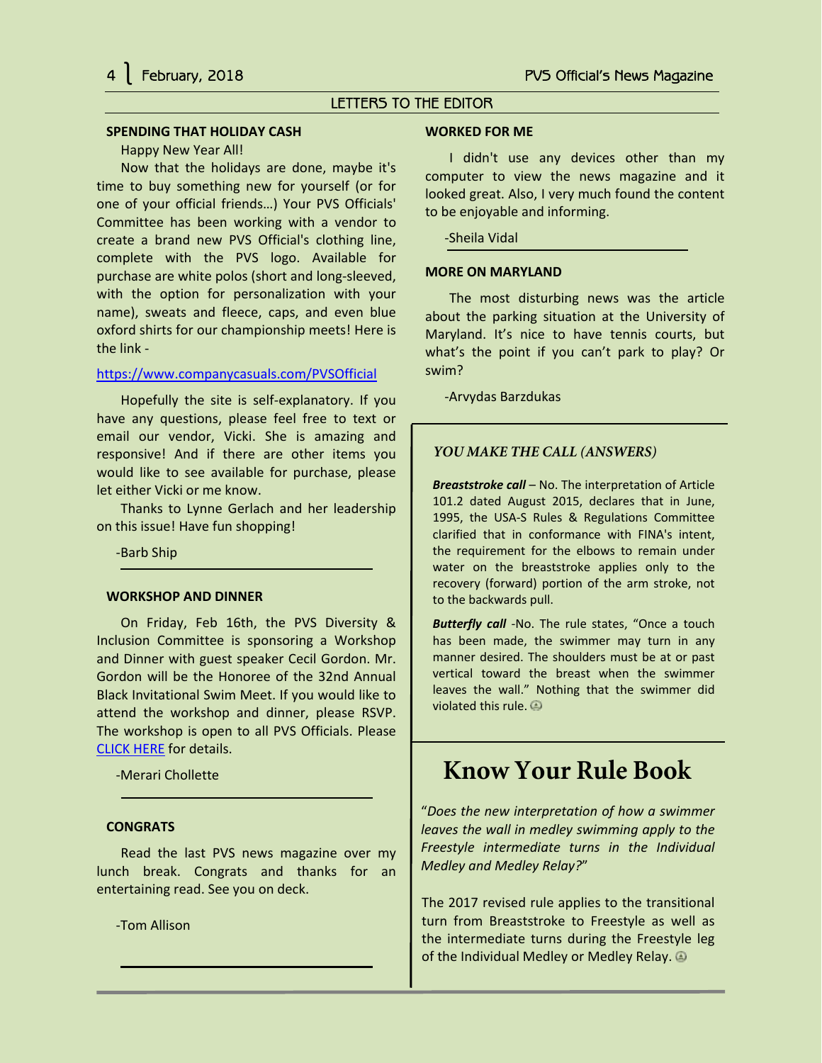## LETTERS TO THE EDITOR

### SPENDING THAT HOLIDAY CASH

Happy New Year All!

Now that the holidays are done, maybe it's time to buy something new for yourself (or for one of your official friends…) Your PVS Officials' Committee has been working with a vendor to create a brand new PVS Official's clothing line, complete with the PVS logo. Available for purchase are white polos (short and long-sleeved, with the option for personalization with your name), sweats and fleece, caps, and even blue oxford shirts for our championship meets! Here is the link -

https://www.companycasuals.com/PVSOfficial

Hopefully the site is self-explanatory. If you have any questions, please feel free to text or email our vendor, Vicki. She is amazing and responsive! And if there are other items you would like to see available for purchase, please let either Vicki or me know.

Thanks to Lynne Gerlach and her leadership on this issue! Have fun shopping!

-Barb Ship

### WORKSHOP AND DINNER

On Friday, Feb 16th, the PVS Diversity & Inclusion Committee is sponsoring a Workshop and Dinner with guest speaker Cecil Gordon. Mr. Gordon will be the Honoree of the 32nd Annual Black Invitational Swim Meet. If you would like to attend the workshop and dinner, please RSVP. The workshop is open to all PVS Officials. Please CLICK HERE for details.

-Merari Chollette

### CONGRATS

Read the last PVS news magazine over my lunch break. Congrats and thanks for an entertaining read. See you on deck.

-Tom Allison

### WORKED FOR ME

I didn't use any devices other than my computer to view the news magazine and it looked great. Also, I very much found the content to be enjoyable and informing.

-Sheila Vidal

### MORE ON MARYLAND

The most disturbing news was the article about the parking situation at the University of Maryland. It's nice to have tennis courts, but what's the point if you can't park to play? Or swim?

-Arvydas Barzdukas

### *YOU MAKE THE CALL (ANSWERS)*

***Breaststroke call*** – No. The interpretation of Article 101.2 dated August 2015, declares that in June, 1995, the USA-S Rules & Regulations Committee clarified that in conformance with FINA's intent, the requirement for the elbows to remain under water on the breaststroke applies only to the recovery (forward) portion of the arm stroke, not to the backwards pull.

***Butterfly call*** -No. The rule states, "Once a touch has been made, the swimmer may turn in any manner desired. The shoulders must be at or past vertical toward the breast when the swimmer leaves the wall." Nothing that the swimmer did violated this rule. ☺

# Know Your Rule Book

"*Does the new interpretation of how a swimmer leaves the wall in medley swimming apply to the Freestyle intermediate turns in the Individual Medley and Medley Relay?*"

The 2017 revised rule applies to the transitional turn from Breaststroke to Freestyle as well as the intermediate turns during the Freestyle leg of the Individual Medley or Medley Relay. ☺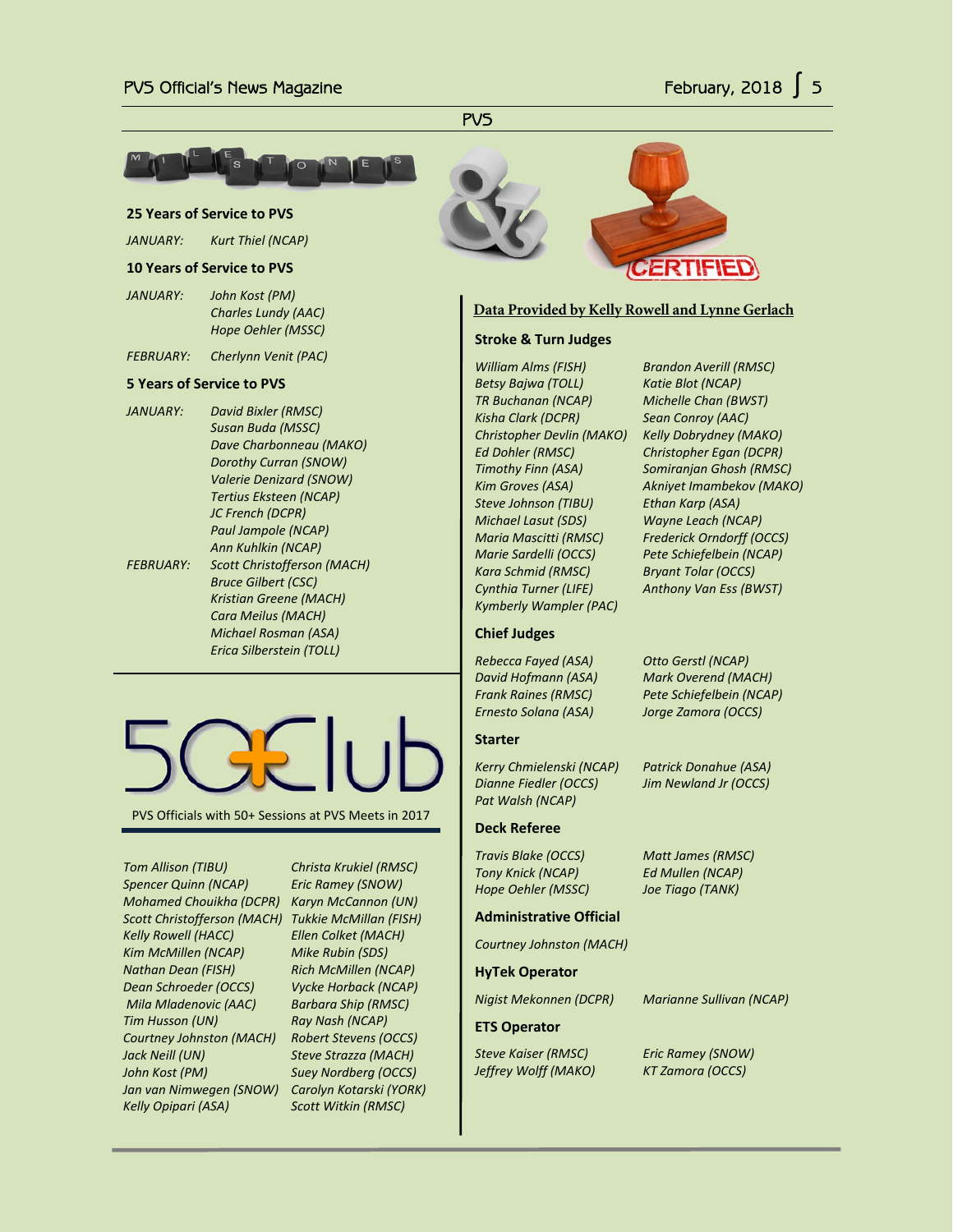# PVS

## MILESTONES

### 25 Years of Service to PVS

*JANUARY:* *Kurt Thiel (NCAP)*

### 10 Years of Service to PVS

*JANUARY:*
*John Kost (PM)*
*Charles Lundy (AAC)*
*Hope Oehler (MSSC)*

*FEBRUARY:* *Cherlynn Venit (PAC)*

### 5 Years of Service to PVS

*JANUARY:*
*David Bixler (RMSC)*
*Susan Buda (MSSC)*
*Dave Charbonneau (MAKO)*
*Dorothy Curran (SNOW)*
*Valerie Denizard (SNOW)*
*Tertius Eksteen (NCAP)*
*JC French (DCPR)*
*Paul Jampole (NCAP)*
*Ann Kuhlkin (NCAP)*

*FEBRUARY:*
*Scott Christofferson (MACH)*
*Bruce Gilbert (CSC)*
*Kristian Greene (MACH)*
*Cara Meilus (MACH)*
*Michael Rosman (ASA)*
*Erica Silberstein (TOLL)*

## 50+Club

PVS Officials with 50+ Sessions at PVS Meets in 2017

*Tom Allison (TIBU)*
*Spencer Quinn (NCAP)*
*Mohamed Chouikha (DCPR)*
*Scott Christofferson (MACH)*
*Kelly Rowell (HACC)*
*Kim McMillen (NCAP)*
*Nathan Dean (FISH)*
*Dean Schroeder (OCCS)*
*Mila Mladenovic (AAC)*
*Tim Husson (UN)*
*Courtney Johnston (MACH)*
*Jack Neill (UN)*
*John Kost (PM)*
*Jan van Nimwegen (SNOW)*
*Kelly Opipari (ASA)*
*Christa Krukiel (RMSC)*
*Eric Ramey (SNOW)*
*Karyn McCannon (UN)*
*Tukkie McMillan (FISH)*
*Ellen Colket (MACH)*
*Mike Rubin (SDS)*
*Rich McMillen (NCAP)*
*Vycke Horback (NCAP)*
*Barbara Ship (RMSC)*
*Ray Nash (NCAP)*
*Robert Stevens (OCCS)*
*Steve Strazza (MACH)*
*Suey Nordberg (OCCS)*
*Carolyn Kotarski (YORK)*
*Scott Witkin (RMSC)*

## & CERTIFIED

**Data Provided by Kelly Rowell and Lynne Gerlach**

### Stroke & Turn Judges

*William Alms (FISH)*
*Betsy Bajwa (TOLL)*
*TR Buchanan (NCAP)*
*Kisha Clark (DCPR)*
*Christopher Devlin (MAKO)*
*Ed Dohler (RMSC)*
*Timothy Finn (ASA)*
*Kim Groves (ASA)*
*Steve Johnson (TIBU)*
*Michael Lasut (SDS)*
*Maria Mascitti (RMSC)*
*Marie Sardelli (OCCS)*
*Kara Schmid (RMSC)*
*Cynthia Turner (LIFE)*
*Kymberly Wampler (PAC)*
*Brandon Averill (RMSC)*
*Katie Blot (NCAP)*
*Michelle Chan (BWST)*
*Sean Conroy (AAC)*
*Kelly Dobrydney (MAKO)*
*Christopher Egan (DCPR)*
*Somiranjan Ghosh (RMSC)*
*Akniyet Imambekov (MAKO)*
*Ethan Karp (ASA)*
*Wayne Leach (NCAP)*
*Frederick Orndorff (OCCS)*
*Pete Schiefelbein (NCAP)*
*Bryant Tolar (OCCS)*
*Anthony Van Ess (BWST)*

### Chief Judges

*Rebecca Fayed (ASA)*
*David Hofmann (ASA)*
*Frank Raines (RMSC)*
*Ernesto Solana (ASA)*
*Otto Gerstl (NCAP)*
*Mark Overend (MACH)*
*Pete Schiefelbein (NCAP)*
*Jorge Zamora (OCCS)*

### Starter

*Kerry Chmielenski (NCAP)*
*Dianne Fiedler (OCCS)*
*Pat Walsh (NCAP)*
*Patrick Donahue (ASA)*
*Jim Newland Jr (OCCS)*

### Deck Referee

*Travis Blake (OCCS)*
*Tony Knick (NCAP)*
*Hope Oehler (MSSC)*
*Matt James (RMSC)*
*Ed Mullen (NCAP)*
*Joe Tiago (TANK)*

### Administrative Official

*Courtney Johnston (MACH)*

### HyTek Operator

*Nigist Mekonnen (DCPR)*
*Marianne Sullivan (NCAP)*

### ETS Operator

*Steve Kaiser (RMSC)*
*Jeffrey Wolff (MAKO)*
*Eric Ramey (SNOW)*
*KT Zamora (OCCS)*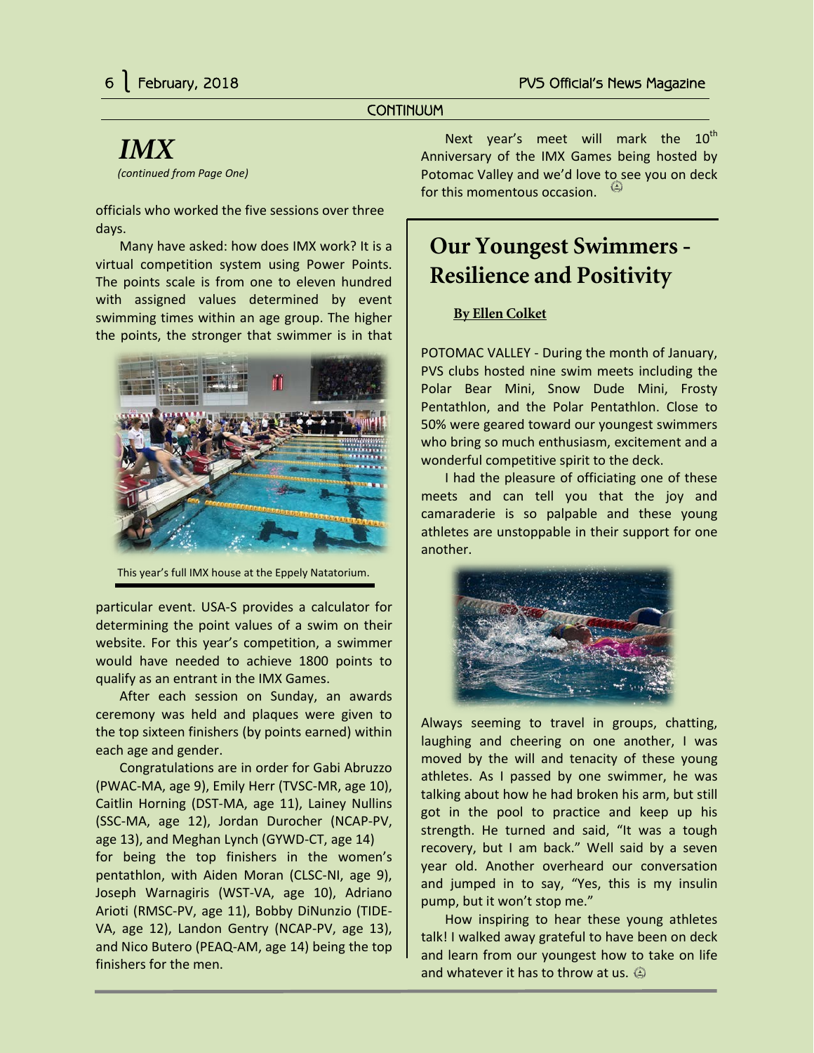CONTINUUM

## IMX

*(continued from Page One)*

officials who worked the five sessions over three days.

Many have asked: how does IMX work? It is a virtual competition system using Power Points. The points scale is from one to eleven hundred with assigned values determined by event swimming times within an age group. The higher the points, the stronger that swimmer is in that particular event. USA-S provides a calculator for determining the point values of a swim on their website. For this year's competition, a swimmer would have needed to achieve 1800 points to qualify as an entrant in the IMX Games.

This year's full IMX house at the Eppely Natatorium.

After each session on Sunday, an awards ceremony was held and plaques were given to the top sixteen finishers (by points earned) within each age and gender.

Congratulations are in order for Gabi Abruzzo (PWAC-MA, age 9), Emily Herr (TVSC-MR, age 10), Caitlin Horning (DST-MA, age 11), Lainey Nullins (SSC-MA, age 12), Jordan Durocher (NCAP-PV, age 13), and Meghan Lynch (GYWD-CT, age 14) for being the top finishers in the women's pentathlon, with Aiden Moran (CLSC-NI, age 9), Joseph Warnagiris (WST-VA, age 10), Adriano Arioti (RMSC-PV, age 11), Bobby DiNunzio (TIDE-VA, age 12), Landon Gentry (NCAP-PV, age 13), and Nico Butero (PEAQ-AM, age 14) being the top finishers for the men.

Next year's meet will mark the 10th Anniversary of the IMX Games being hosted by Potomac Valley and we'd love to see you on deck for this momentous occasion.

## Our Youngest Swimmers - Resilience and Positivity

**By Ellen Colket**

POTOMAC VALLEY - During the month of January, PVS clubs hosted nine swim meets including the Polar Bear Mini, Snow Dude Mini, Frosty Pentathlon, and the Polar Pentathlon. Close to 50% were geared toward our youngest swimmers who bring so much enthusiasm, excitement and a wonderful competitive spirit to the deck.

I had the pleasure of officiating one of these meets and can tell you that the joy and camaraderie is so palpable and these young athletes are unstoppable in their support for one another.

Always seeming to travel in groups, chatting, laughing and cheering on one another, I was moved by the will and tenacity of these young athletes. As I passed by one swimmer, he was talking about how he had broken his arm, but still got in the pool to practice and keep up his strength. He turned and said, "It was a tough recovery, but I am back." Well said by a seven year old. Another overheard our conversation and jumped in to say, "Yes, this is my insulin pump, but it won't stop me."

How inspiring to hear these young athletes talk! I walked away grateful to have been on deck and learn from our youngest how to take on life and whatever it has to throw at us.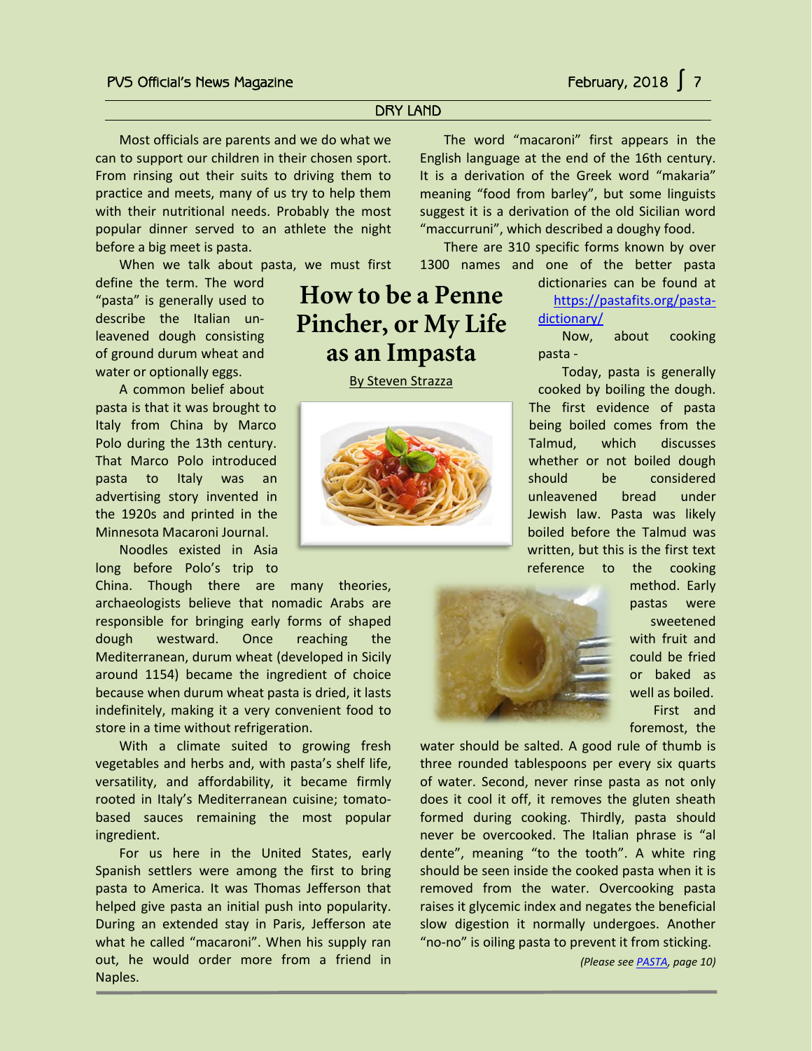DRY LAND

# How to be a Penne Pincher, or My Life as an Impasta

By Steven Strazza

Most officials are parents and we do what we can to support our children in their chosen sport. From rinsing out their suits to driving them to practice and meets, many of us try to help them with their nutritional needs. Probably the most popular dinner served to an athlete the night before a big meet is pasta.

When we talk about pasta, we must first define the term. The word "pasta" is generally used to describe the Italian unleavened dough consisting of ground durum wheat and water or optionally eggs.

A common belief about pasta is that it was brought to Italy from China by Marco Polo during the 13th century. That Marco Polo introduced pasta to Italy was an advertising story invented in the 1920s and printed in the Minnesota Macaroni Journal.

Noodles existed in Asia long before Polo's trip to China. Though there are many theories, archaeologists believe that nomadic Arabs are responsible for bringing early forms of shaped dough westward. Once reaching the Mediterranean, durum wheat (developed in Sicily around 1154) became the ingredient of choice because when durum wheat pasta is dried, it lasts indefinitely, making it a very convenient food to store in a time without refrigeration.

With a climate suited to growing fresh vegetables and herbs and, with pasta's shelf life, versatility, and affordability, it became firmly rooted in Italy's Mediterranean cuisine; tomato-based sauces remaining the most popular ingredient.

For us here in the United States, early Spanish settlers were among the first to bring pasta to America. It was Thomas Jefferson that helped give pasta an initial push into popularity. During an extended stay in Paris, Jefferson ate what he called "macaroni". When his supply ran out, he would order more from a friend in Naples.

The word "macaroni" first appears in the English language at the end of the 16th century. It is a derivation of the Greek word "makaria" meaning "food from barley", but some linguists suggest it is a derivation of the old Sicilian word "maccurruni", which described a doughy food.

There are 310 specific forms known by over 1300 names and one of the better pasta dictionaries can be found at [https://pastafits.org/pasta-dictionary/](https://pastafits.org/pasta-dictionary/)

Now, about cooking pasta -

Today, pasta is generally cooked by boiling the dough. The first evidence of pasta being boiled comes from the Talmud, which discusses whether or not boiled dough should be considered unleavened bread under Jewish law. Pasta was likely boiled before the Talmud was written, but this is the first text reference to the cooking method. Early pastas were sweetened with fruit and could be fried or baked as well as boiled.

First and foremost, the water should be salted. A good rule of thumb is three rounded tablespoons per every six quarts of water. Second, never rinse pasta as not only does it cool it off, it removes the gluten sheath formed during cooking. Thirdly, pasta should never be overcooked. The Italian phrase is "al dente", meaning "to the tooth". A white ring should be seen inside the cooked pasta when it is removed from the water. Overcooking pasta raises it glycemic index and negates the beneficial slow digestion it normally undergoes. Another "no-no" is oiling pasta to prevent it from sticking.

*(Please see PASTA, page 10)*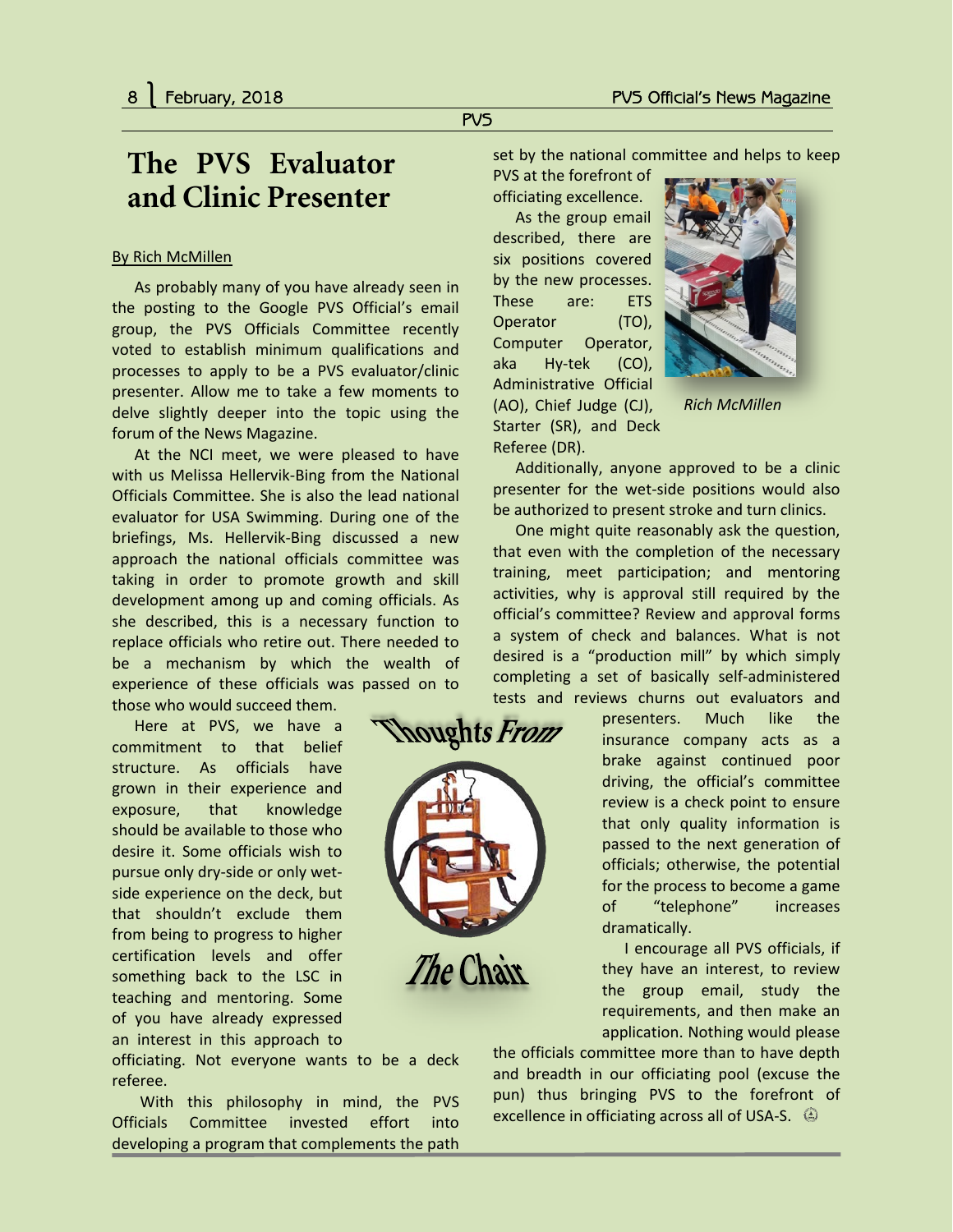# The PVS Evaluator and Clinic Presenter

By Rich McMillen

As probably many of you have already seen in the posting to the Google PVS Official's email group, the PVS Officials Committee recently voted to establish minimum qualifications and processes to apply to be a PVS evaluator/clinic presenter. Allow me to take a few moments to delve slightly deeper into the topic using the forum of the News Magazine.

At the NCI meet, we were pleased to have with us Melissa Hellervik-Bing from the National Officials Committee. She is also the lead national evaluator for USA Swimming. During one of the briefings, Ms. Hellervik-Bing discussed a new approach the national officials committee was taking in order to promote growth and skill development among up and coming officials. As she described, this is a necessary function to replace officials who retire out. There needed to be a mechanism by which the wealth of experience of these officials was passed on to those who would succeed them.

Here at PVS, we have a commitment to that belief structure. As officials have grown in their experience and exposure, that knowledge should be available to those who desire it. Some officials wish to pursue only dry-side or only wet-side experience on the deck, but that shouldn't exclude them from being to progress to higher certification levels and offer something back to the LSC in teaching and mentoring. Some of you have already expressed an interest in this approach to officiating. Not everyone wants to be a deck referee.

With this philosophy in mind, the PVS Officials Committee invested effort into developing a program that complements the path set by the national committee and helps to keep PVS at the forefront of officiating excellence.

Thoughts *From* *The* Chair

As the group email described, there are six positions covered by the new processes. These are: ETS Operator (TO), Computer Operator, aka Hy-tek (CO), Administrative Official (AO), Chief Judge (CJ), Starter (SR), and Deck Referee (DR).

*Rich McMillen*

Additionally, anyone approved to be a clinic presenter for the wet-side positions would also be authorized to present stroke and turn clinics.

One might quite reasonably ask the question, that even with the completion of the necessary training, meet participation; and mentoring activities, why is approval still required by the official's committee? Review and approval forms a system of check and balances. What is not desired is a "production mill" by which simply completing a set of basically self-administered tests and reviews churns out evaluators and presenters. Much like the insurance company acts as a brake against continued poor driving, the official's committee review is a check point to ensure that only quality information is passed to the next generation of officials; otherwise, the potential for the process to become a game of "telephone" increases dramatically.

I encourage all PVS officials, if they have an interest, to review the group email, study the requirements, and then make an application. Nothing would please the officials committee more than to have depth and breadth in our officiating pool (excuse the pun) thus bringing PVS to the forefront of excellence in officiating across all of USA-S.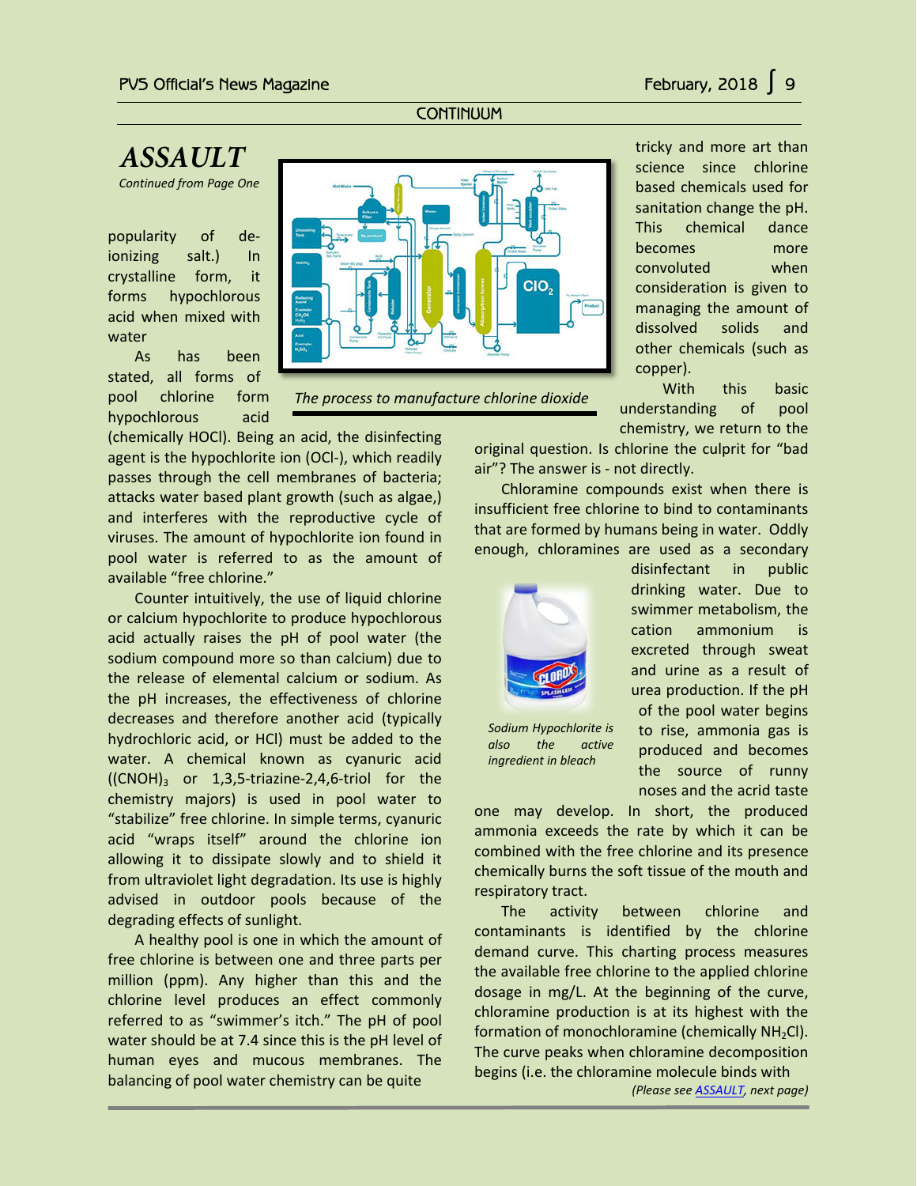CONTINUUM

# ASSAULT

*Continued from Page One*

popularity of de-ionizing salt.) In crystalline form, it forms hypochlorous acid when mixed with water

As has been stated, all forms of pool chlorine form hypochlorous acid (chemically HOCl). Being an acid, the disinfecting agent is the hypochlorite ion (OCl-), which readily passes through the cell membranes of bacteria; attacks water based plant growth (such as algae,) and interferes with the reproductive cycle of viruses. The amount of hypochlorite ion found in pool water is referred to as the amount of available "free chlorine."

*The process to manufacture chlorine dioxide*

Counter intuitively, the use of liquid chlorine or calcium hypochlorite to produce hypochlorous acid actually raises the pH of pool water (the sodium compound more so than calcium) due to the release of elemental calcium or sodium. As the pH increases, the effectiveness of chlorine decreases and therefore another acid (typically hydrochloric acid, or HCl) must be added to the water. A chemical known as cyanuric acid ($(CNOH)_3$ or 1,3,5-triazine-2,4,6-triol for the chemistry majors) is used in pool water to "stabilize" free chlorine. In simple terms, cyanuric acid "wraps itself" around the chlorine ion allowing it to dissipate slowly and to shield it from ultraviolet light degradation. Its use is highly advised in outdoor pools because of the degrading effects of sunlight.

A healthy pool is one in which the amount of free chlorine is between one and three parts per million (ppm). Any higher than this and the chlorine level produces an effect commonly referred to as "swimmer's itch." The pH of pool water should be at 7.4 since this is the pH level of human eyes and mucous membranes. The balancing of pool water chemistry can be quite tricky and more art than science since chlorine based chemicals used for sanitation change the pH. This chemical dance becomes more convoluted when consideration is given to managing the amount of dissolved solids and other chemicals (such as copper).

With this basic understanding of pool chemistry, we return to the original question. Is chlorine the culprit for "bad air"? The answer is - not directly.

Chloramine compounds exist when there is insufficient free chlorine to bind to contaminants that are formed by humans being in water. Oddly enough, chloramines are used as a secondary disinfectant in public drinking water. Due to swimmer metabolism, the cation ammonium is excreted through sweat and urine as a result of urea production. If the pH of the pool water begins to rise, ammonia gas is produced and becomes the source of runny noses and the acrid taste one may develop. In short, the produced ammonia exceeds the rate by which it can be combined with the free chlorine and its presence chemically burns the soft tissue of the mouth and respiratory tract.

*Sodium Hypochlorite is also the active ingredient in bleach*

The activity between chlorine and contaminants is identified by the chlorine demand curve. This charting process measures the available free chlorine to the applied chlorine dosage in mg/L. At the beginning of the curve, chloramine production is at its highest with the formation of monochloramine (chemically $NH_2Cl$). The curve peaks when chloramine decomposition begins (i.e. the chloramine molecule binds with

*(Please see ASSAULT, next page)*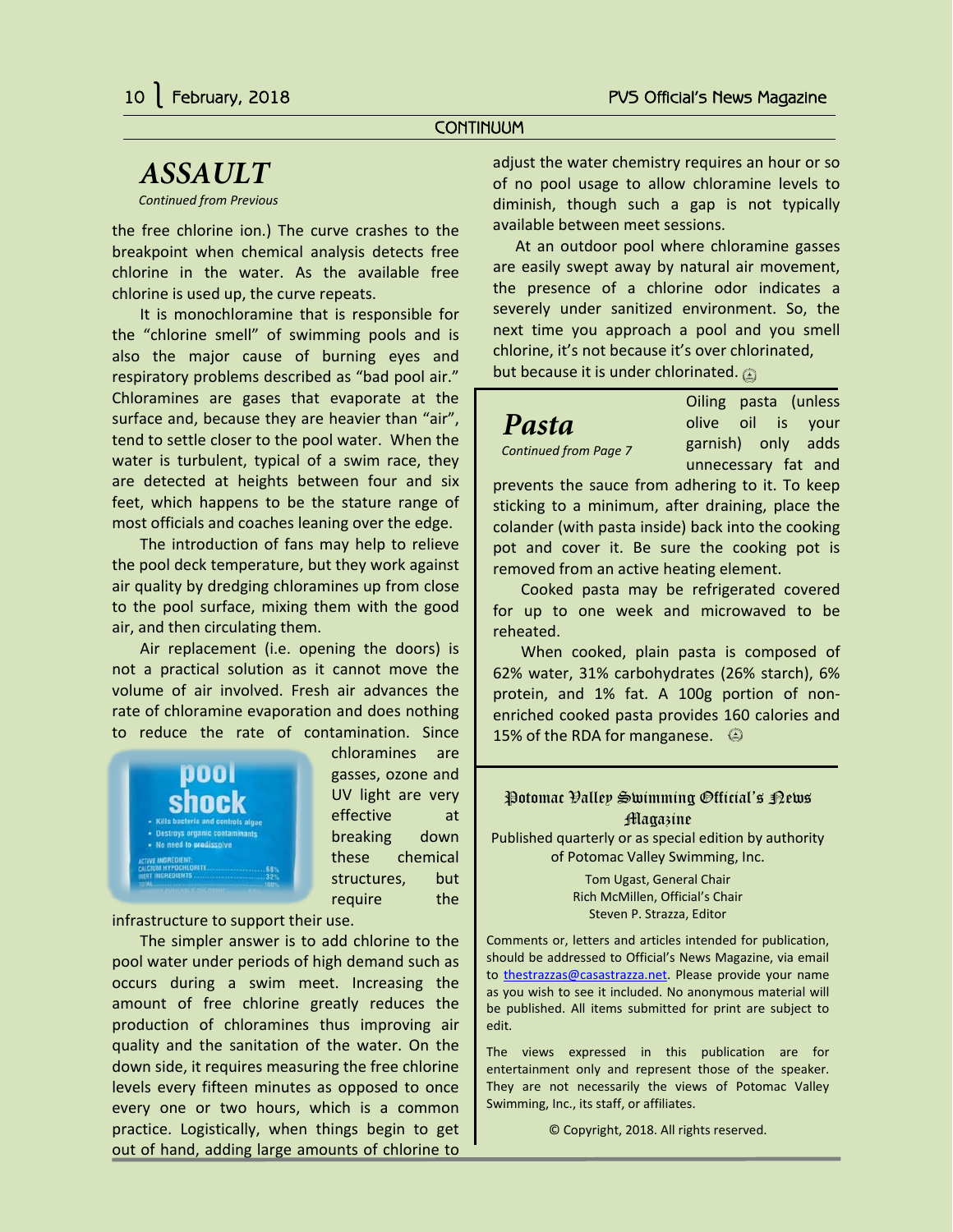CONTINUUM

## ASSAULT

*Continued from Previous*

the free chlorine ion.) The curve crashes to the breakpoint when chemical analysis detects free chlorine in the water. As the available free chlorine is used up, the curve repeats.

It is monochloramine that is responsible for the "chlorine smell" of swimming pools and is also the major cause of burning eyes and respiratory problems described as "bad pool air." Chloramines are gases that evaporate at the surface and, because they are heavier than "air", tend to settle closer to the pool water. When the water is turbulent, typical of a swim race, they are detected at heights between four and six feet, which happens to be the stature range of most officials and coaches leaning over the edge.

The introduction of fans may help to relieve the pool deck temperature, but they work against air quality by dredging chloramines up from close to the pool surface, mixing them with the good air, and then circulating them.

Air replacement (i.e. opening the doors) is not a practical solution as it cannot move the volume of air involved. Fresh air advances the rate of chloramine evaporation and does nothing to reduce the rate of contamination. Since chloramines are gasses, ozone and UV light are very effective at breaking down these chemical structures, but require the infrastructure to support their use.

The simpler answer is to add chlorine to the pool water under periods of high demand such as occurs during a swim meet. Increasing the amount of free chlorine greatly reduces the production of chloramines thus improving air quality and the sanitation of the water. On the down side, it requires measuring the free chlorine levels every fifteen minutes as opposed to once every one or two hours, which is a common practice. Logistically, when things begin to get out of hand, adding large amounts of chlorine to adjust the water chemistry requires an hour or so of no pool usage to allow chloramine levels to diminish, though such a gap is not typically available between meet sessions.

At an outdoor pool where chloramine gasses are easily swept away by natural air movement, the presence of a chlorine odor indicates a severely under sanitized environment. So, the next time you approach a pool and you smell chlorine, it's not because it's over chlorinated, but because it is under chlorinated.

## Pasta

*Continued from Page 7*

Oiling pasta (unless olive oil is your garnish) only adds unnecessary fat and prevents the sauce from adhering to it. To keep sticking to a minimum, after draining, place the colander (with pasta inside) back into the cooking pot and cover it. Be sure the cooking pot is removed from an active heating element.

Cooked pasta may be refrigerated covered for up to one week and microwaved to be reheated.

When cooked, plain pasta is composed of 62% water, 31% carbohydrates (26% starch), 6% protein, and 1% fat. A 100g portion of non-enriched cooked pasta provides 160 calories and 15% of the RDA for manganese.

---

**Potomac Valley Swimming Official's News Magazine**

Published quarterly or as special edition by authority of Potomac Valley Swimming, Inc.

Tom Ugast, General Chair
Rich McMillen, Official's Chair
Steven P. Strazza, Editor

Comments or, letters and articles intended for publication, should be addressed to Official's News Magazine, via email to thestrazzas@casastrazza.net. Please provide your name as you wish to see it included. No anonymous material will be published. All items submitted for print are subject to edit.

The views expressed in this publication are for entertainment only and represent those of the speaker. They are not necessarily the views of Potomac Valley Swimming, Inc., its staff, or affiliates.

© Copyright, 2018. All rights reserved.